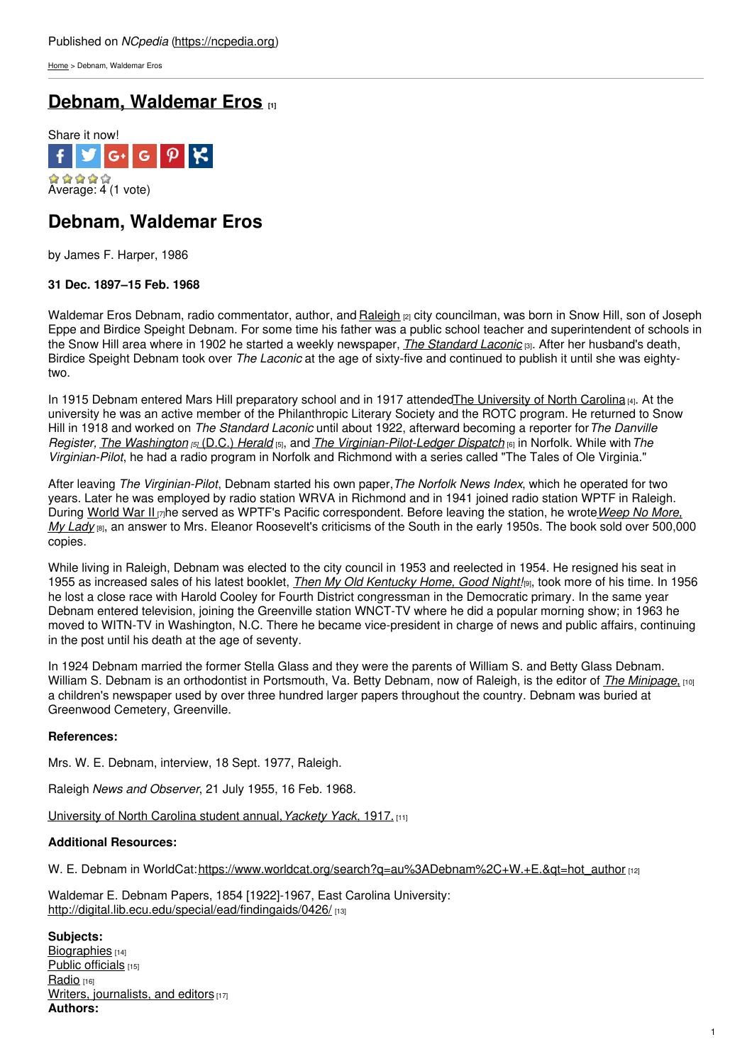Published on *NCpedia* (https://ncpedia.org)

Home > Debnam, Waldemar Eros

# Debnam, Waldemar Eros [1]

Share it now!

Average: 4 (1 vote)

## Debnam, Waldemar Eros

by James F. Harper, 1986

**31 Dec. 1897–15 Feb. 1968**

Waldemar Eros Debnam, radio commentator, author, and Raleigh [2] city councilman, was born in Snow Hill, son of Joseph Eppe and Birdice Speight Debnam. For some time his father was a public school teacher and superintendent of schools in the Snow Hill area where in 1902 he started a weekly newspaper, *The Standard Laconic* [3]. After her husband's death, Birdice Speight Debnam took over *The Laconic* at the age of sixty-five and continued to publish it until she was eighty-two.

In 1915 Debnam entered Mars Hill preparatory school and in 1917 attended The University of North Carolina [4]. At the university he was an active member of the Philanthropic Literary Society and the ROTC program. He returned to Snow Hill in 1918 and worked on *The Standard Laconic* until about 1922, afterward becoming a reporter for *The Danville Register*, *The Washington* [5] (D.C.) *Herald* [5], and *The Virginian-Pilot-Ledger Dispatch* [6] in Norfolk. While with *The Virginian-Pilot*, he had a radio program in Norfolk and Richmond with a series called "The Tales of Ole Virginia."

After leaving *The Virginian-Pilot*, Debnam started his own paper, *The Norfolk News Index*, which he operated for two years. Later he was employed by radio station WRVA in Richmond and in 1941 joined radio station WPTF in Raleigh. During World War II [7] he served as WPTF's Pacific correspondent. Before leaving the station, he wrote *Weep No More, My Lady* [8], an answer to Mrs. Eleanor Roosevelt's criticisms of the South in the early 1950s. The book sold over 500,000 copies.

While living in Raleigh, Debnam was elected to the city council in 1953 and reelected in 1954. He resigned his seat in 1955 as increased sales of his latest booklet, *Then My Old Kentucky Home, Good Night!* [9], took more of his time. In 1956 he lost a close race with Harold Cooley for Fourth District congressman in the Democratic primary. In the same year Debnam entered television, joining the Greenville station WNCT-TV where he did a popular morning show; in 1963 he moved to WITN-TV in Washington, N.C. There he became vice-president in charge of news and public affairs, continuing in the post until his death at the age of seventy.

In 1924 Debnam married the former Stella Glass and they were the parents of William S. and Betty Glass Debnam. William S. Debnam is an orthodontist in Portsmouth, Va. Betty Debnam, now of Raleigh, is the editor of *The Minipage*, [10] a children's newspaper used by over three hundred larger papers throughout the country. Debnam was buried at Greenwood Cemetery, Greenville.

**References:**

Mrs. W. E. Debnam, interview, 18 Sept. 1977, Raleigh.

Raleigh *News and Observer*, 21 July 1955, 16 Feb. 1968.

University of North Carolina student annual, *Yackety Yack*, 1917. [11]

**Additional Resources:**

W. E. Debnam in WorldCat: https://www.worldcat.org/search?q=au%3ADebnam%2C+W.+E.&qt=hot_author [12]

Waldemar E. Debnam Papers, 1854 [1922]-1967, East Carolina University: http://digital.lib.ecu.edu/special/ead/findingaids/0426/ [13]

**Subjects:**
Biographies [14]
Public officials [15]
Radio [16]
Writers, journalists, and editors [17]
**Authors:**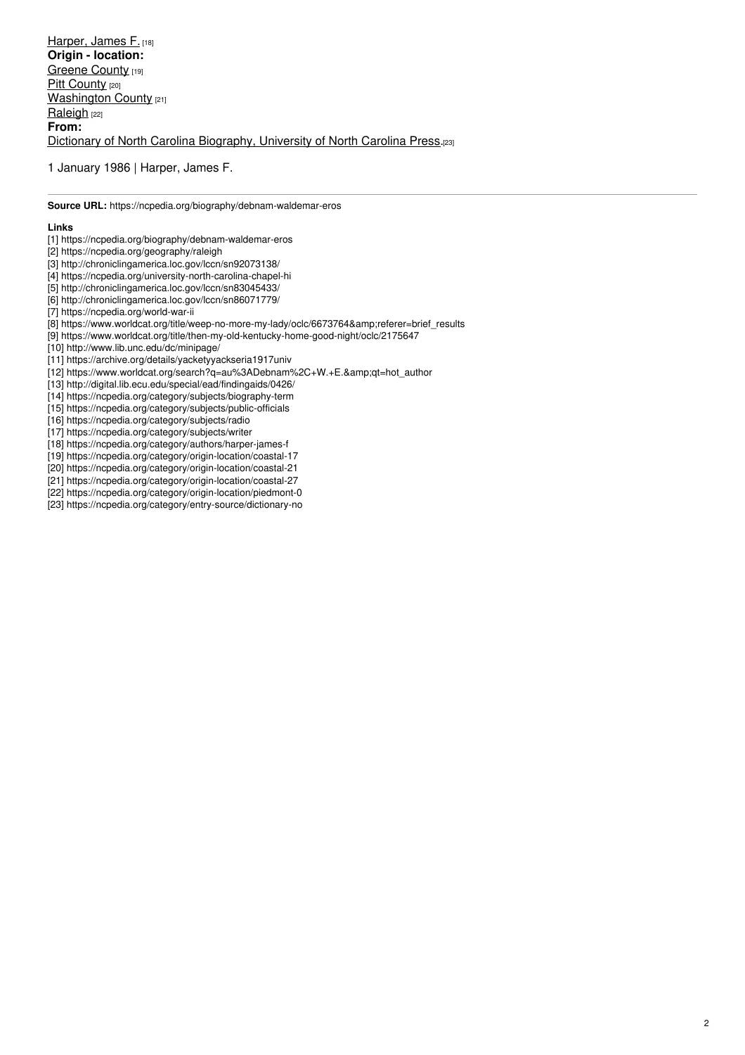Harper, James F. [18]
**Origin - location:**
Greene County [19]
Pitt County [20]
Washington County [21]
Raleigh [22]
**From:**
Dictionary of North Carolina Biography, University of North Carolina Press.[23]

1 January 1986 | Harper, James F.

---

**Source URL:** https://ncpedia.org/biography/debnam-waldemar-eros

**Links**

[1] https://ncpedia.org/biography/debnam-waldemar-eros
[2] https://ncpedia.org/geography/raleigh
[3] http://chroniclingamerica.loc.gov/lccn/sn92073138/
[4] https://ncpedia.org/university-north-carolina-chapel-hi
[5] http://chroniclingamerica.loc.gov/lccn/sn83045433/
[6] http://chroniclingamerica.loc.gov/lccn/sn86071779/
[7] https://ncpedia.org/world-war-ii
[8] https://www.worldcat.org/title/weep-no-more-my-lady/oclc/6673764&amp;referer=brief_results
[9] https://www.worldcat.org/title/then-my-old-kentucky-home-good-night/oclc/2175647
[10] http://www.lib.unc.edu/dc/minipage/
[11] https://archive.org/details/yacketyyackseria1917univ
[12] https://www.worldcat.org/search?q=au%3ADebnam%2C+W.+E.&amp;qt=hot_author
[13] http://digital.lib.ecu.edu/special/ead/findingaids/0426/
[14] https://ncpedia.org/category/subjects/biography-term
[15] https://ncpedia.org/category/subjects/public-officials
[16] https://ncpedia.org/category/subjects/radio
[17] https://ncpedia.org/category/subjects/writer
[18] https://ncpedia.org/category/authors/harper-james-f
[19] https://ncpedia.org/category/origin-location/coastal-17
[20] https://ncpedia.org/category/origin-location/coastal-21
[21] https://ncpedia.org/category/origin-location/coastal-27
[22] https://ncpedia.org/category/origin-location/piedmont-0
[23] https://ncpedia.org/category/entry-source/dictionary-no